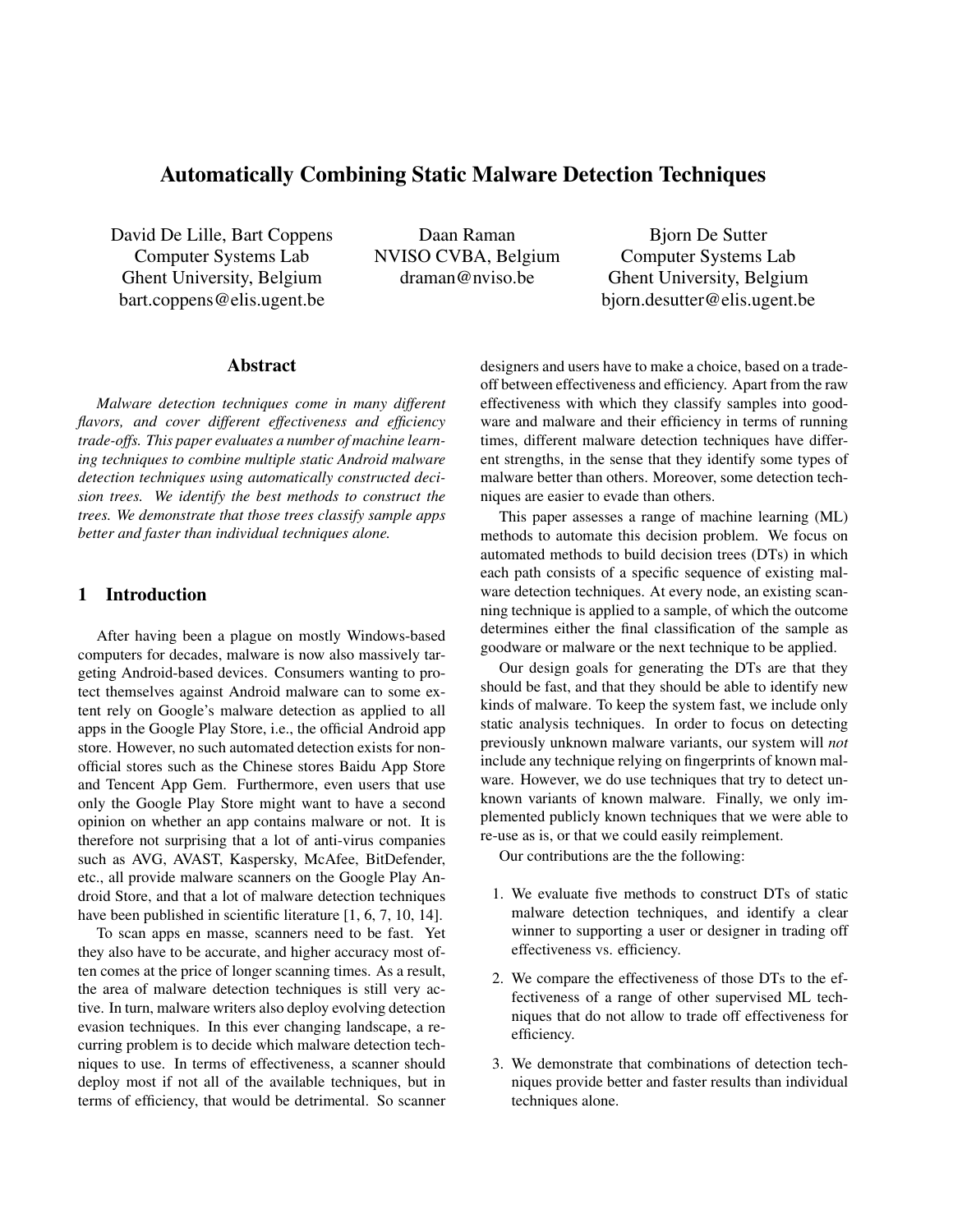# Automatically Combining Static Malware Detection Techniques

David De Lille, Bart Coppens
Computer Systems Lab
Ghent University, Belgium
bart.coppens@elis.ugent.be

Daan Raman
NVISO CVBA, Belgium
draman@nviso.be

Bjorn De Sutter
Computer Systems Lab
Ghent University, Belgium
bjorn.desutter@elis.ugent.be

## Abstract

*Malware detection techniques come in many different flavors, and cover different effectiveness and efficiency trade-offs. This paper evaluates a number of machine learning techniques to combine multiple static Android malware detection techniques using automatically constructed decision trees. We identify the best methods to construct the trees. We demonstrate that those trees classify sample apps better and faster than individual techniques alone.*

## 1 Introduction

After having been a plague on mostly Windows-based computers for decades, malware is now also massively targeting Android-based devices. Consumers wanting to protect themselves against Android malware can to some extent rely on Google's malware detection as applied to all apps in the Google Play Store, i.e., the official Android app store. However, no such automated detection exists for non-official stores such as the Chinese stores Baidu App Store and Tencent App Gem. Furthermore, even users that use only the Google Play Store might want to have a second opinion on whether an app contains malware or not. It is therefore not surprising that a lot of anti-virus companies such as AVG, AVAST, Kaspersky, McAfee, BitDefender, etc., all provide malware scanners on the Google Play Android Store, and that a lot of malware detection techniques have been published in scientific literature [1, 6, 7, 10, 14].

To scan apps en masse, scanners need to be fast. Yet they also have to be accurate, and higher accuracy most often comes at the price of longer scanning times. As a result, the area of malware detection techniques is still very active. In turn, malware writers also deploy evolving detection evasion techniques. In this ever changing landscape, a recurring problem is to decide which malware detection techniques to use. In terms of effectiveness, a scanner should deploy most if not all of the available techniques, but in terms of efficiency, that would be detrimental. So scanner designers and users have to make a choice, based on a trade-off between effectiveness and efficiency. Apart from the raw effectiveness with which they classify samples into goodware and malware and their efficiency in terms of running times, different malware detection techniques have different strengths, in the sense that they identify some types of malware better than others. Moreover, some detection techniques are easier to evade than others.

This paper assesses a range of machine learning (ML) methods to automate this decision problem. We focus on automated methods to build decision trees (DTs) in which each path consists of a specific sequence of existing malware detection techniques. At every node, an existing scanning technique is applied to a sample, of which the outcome determines either the final classification of the sample as goodware or malware or the next technique to be applied.

Our design goals for generating the DTs are that they should be fast, and that they should be able to identify new kinds of malware. To keep the system fast, we include only static analysis techniques. In order to focus on detecting previously unknown malware variants, our system will *not* include any technique relying on fingerprints of known malware. However, we do use techniques that try to detect unknown variants of known malware. Finally, we only implemented publicly known techniques that we were able to re-use as is, or that we could easily reimplement.

Our contributions are the the following:

1. We evaluate five methods to construct DTs of static malware detection techniques, and identify a clear winner to supporting a user or designer in trading off effectiveness vs. efficiency.
2. We compare the effectiveness of those DTs to the effectiveness of a range of other supervised ML techniques that do not allow to trade off effectiveness for efficiency.
3. We demonstrate that combinations of detection techniques provide better and faster results than individual techniques alone.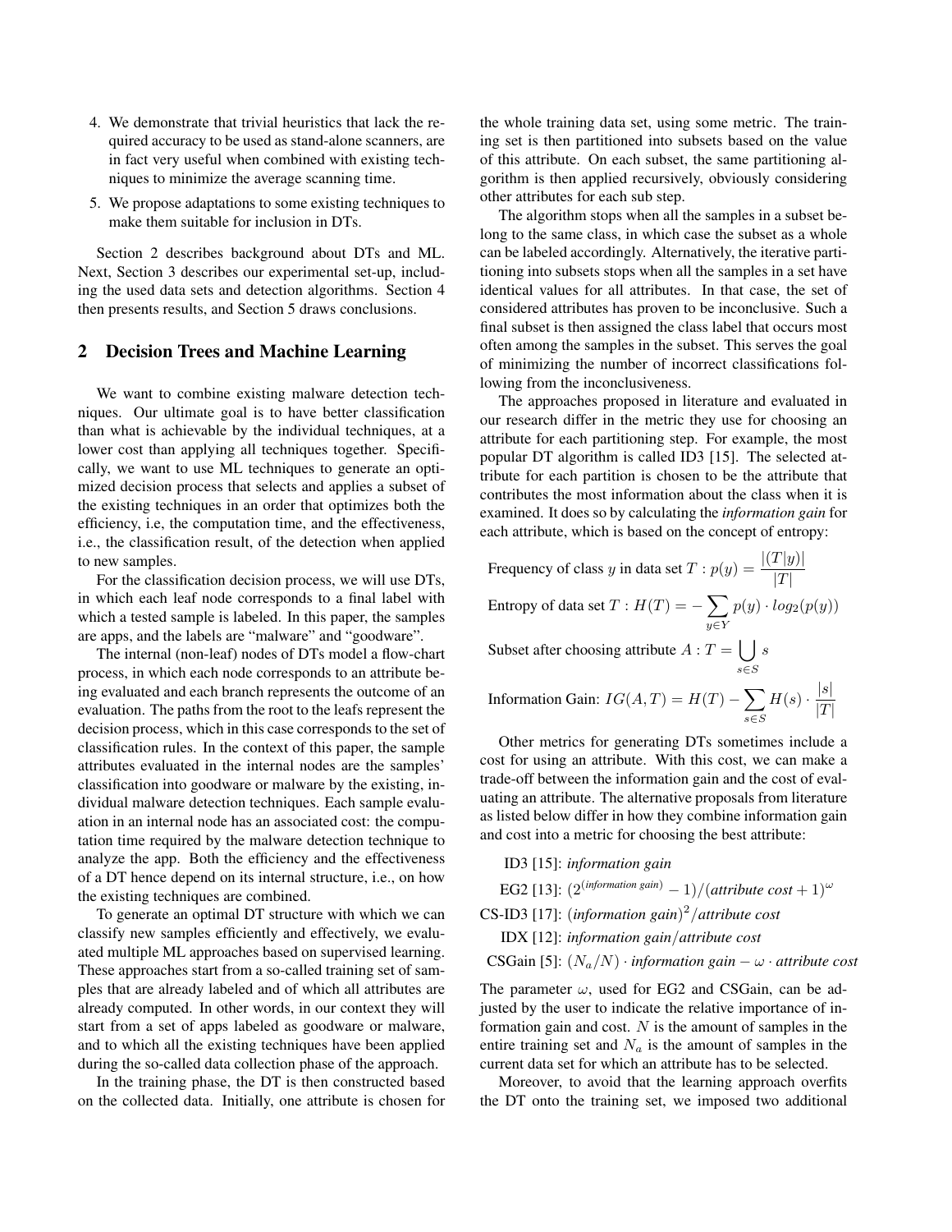4. We demonstrate that trivial heuristics that lack the required accuracy to be used as stand-alone scanners, are in fact very useful when combined with existing techniques to minimize the average scanning time.
5. We propose adaptations to some existing techniques to make them suitable for inclusion in DTs.

Section 2 describes background about DTs and ML. Next, Section 3 describes our experimental set-up, including the used data sets and detection algorithms. Section 4 then presents results, and Section 5 draws conclusions.

## 2 Decision Trees and Machine Learning

We want to combine existing malware detection techniques. Our ultimate goal is to have better classification than what is achievable by the individual techniques, at a lower cost than applying all techniques together. Specifically, we want to use ML techniques to generate an optimized decision process that selects and applies a subset of the existing techniques in an order that optimizes both the efficiency, i.e, the computation time, and the effectiveness, i.e., the classification result, of the detection when applied to new samples.

For the classification decision process, we will use DTs, in which each leaf node corresponds to a final label with which a tested sample is labeled. In this paper, the samples are apps, and the labels are "malware" and "goodware".

The internal (non-leaf) nodes of DTs model a flow-chart process, in which each node corresponds to an attribute being evaluated and each branch represents the outcome of an evaluation. The paths from the root to the leafs represent the decision process, which in this case corresponds to the set of classification rules. In the context of this paper, the sample attributes evaluated in the internal nodes are the samples' classification into goodware or malware by the existing, individual malware detection techniques. Each sample evaluation in an internal node has an associated cost: the computation time required by the malware detection technique to analyze the app. Both the efficiency and the effectiveness of a DT hence depend on its internal structure, i.e., on how the existing techniques are combined.

To generate an optimal DT structure with which we can classify new samples efficiently and effectively, we evaluated multiple ML approaches based on supervised learning. These approaches start from a so-called training set of samples that are already labeled and of which all attributes are already computed. In other words, in our context they will start from a set of apps labeled as goodware or malware, and to which all the existing techniques have been applied during the so-called data collection phase of the approach.

In the training phase, the DT is then constructed based on the collected data. Initially, one attribute is chosen for the whole training data set, using some metric. The training set is then partitioned into subsets based on the value of this attribute. On each subset, the same partitioning algorithm is then applied recursively, obviously considering other attributes for each sub step.

The algorithm stops when all the samples in a subset belong to the same class, in which case the subset as a whole can be labeled accordingly. Alternatively, the iterative partitioning into subsets stops when all the samples in a set have identical values for all attributes. In that case, the set of considered attributes has proven to be inconclusive. Such a final subset is then assigned the class label that occurs most often among the samples in the subset. This serves the goal of minimizing the number of incorrect classifications following from the inconclusiveness.

The approaches proposed in literature and evaluated in our research differ in the metric they use for choosing an attribute for each partitioning step. For example, the most popular DT algorithm is called ID3 [15]. The selected attribute for each partition is chosen to be the attribute that contributes the most information about the class when it is examined. It does so by calculating the *information gain* for each attribute, which is based on the concept of entropy:

$$\text{Frequency of class } y \text{ in data set } T: p(y) = \frac{|(T|y)|}{|T|}$$

$$\text{Entropy of data set } T: H(T) = -\sum_{y \in Y} p(y) \cdot log_2(p(y))$$

$$\text{Subset after choosing attribute } A: T = \bigcup_{s \in S} s$$

$$\text{Information Gain: } IG(A,T) = H(T) - \sum_{s \in S} H(s) \cdot \frac{|s|}{|T|}$$

Other metrics for generating DTs sometimes include a cost for using an attribute. With this cost, we can make a trade-off between the information gain and the cost of evaluating an attribute. The alternative proposals from literature as listed below differ in how they combine information gain and cost into a metric for choosing the best attribute:

ID3 [15]: *information gain*

EG2 [13]: $(2^{(\textit{information gain})} - 1)/(\textit{attribute cost} + 1)^{\omega}$

CS-ID3 [17]: $(\textit{information gain})^2/\textit{attribute cost}$

IDX [12]: *information gain/attribute cost*

CSGain [5]: $(N_a/N) \cdot \textit{information gain} - \omega \cdot \textit{attribute cost}$

The parameter $\omega$, used for EG2 and CSGain, can be adjusted by the user to indicate the relative importance of information gain and cost. $N$ is the amount of samples in the entire training set and $N_a$ is the amount of samples in the current data set for which an attribute has to be selected.

Moreover, to avoid that the learning approach overfits the DT onto the training set, we imposed two additional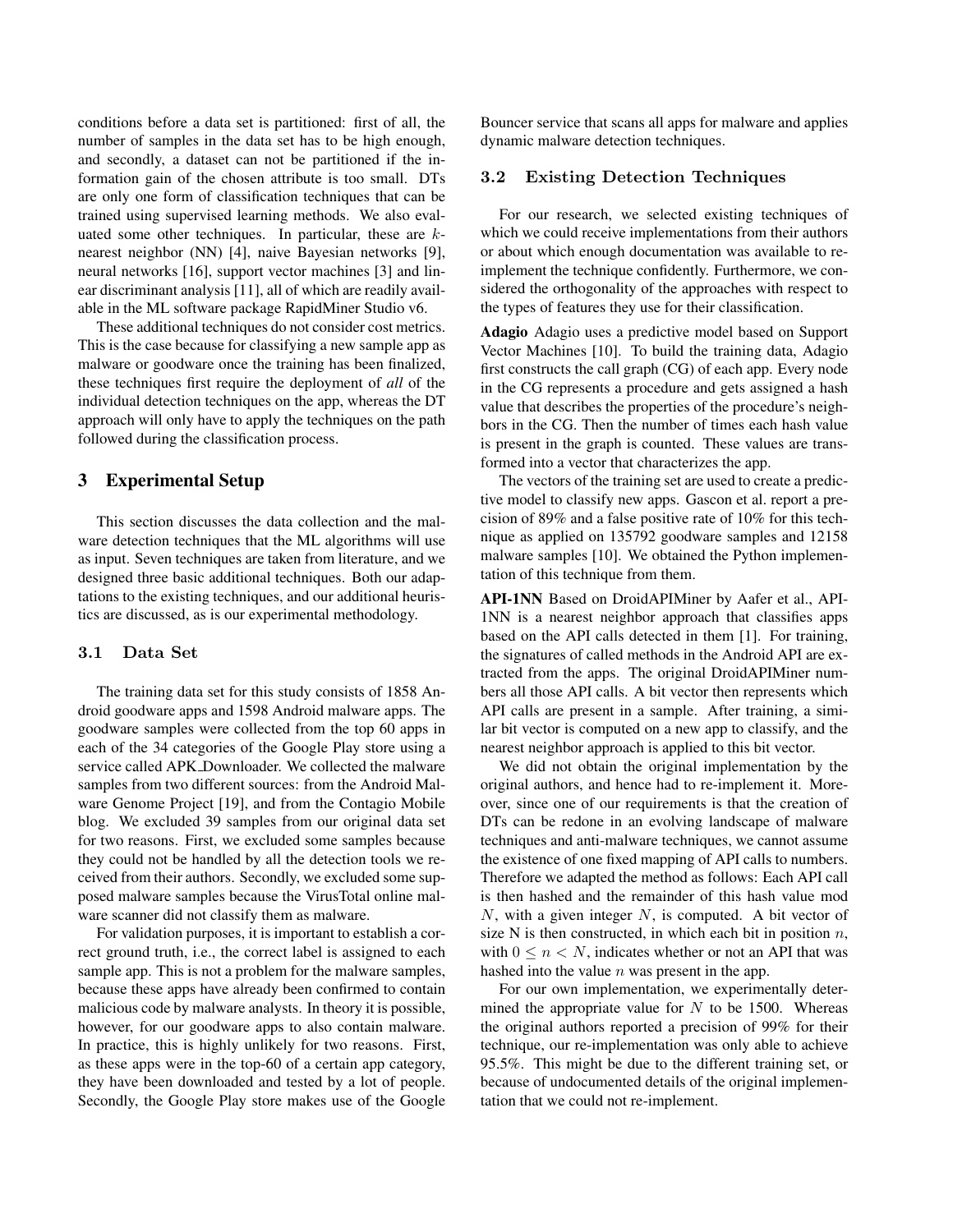conditions before a data set is partitioned: first of all, the number of samples in the data set has to be high enough, and secondly, a dataset can not be partitioned if the information gain of the chosen attribute is too small. DTs are only one form of classification techniques that can be trained using supervised learning methods. We also evaluated some other techniques. In particular, these are $k$-nearest neighbor (NN) [4], naive Bayesian networks [9], neural networks [16], support vector machines [3] and linear discriminant analysis [11], all of which are readily available in the ML software package RapidMiner Studio v6.

These additional techniques do not consider cost metrics. This is the case because for classifying a new sample app as malware or goodware once the training has been finalized, these techniques first require the deployment of *all* of the individual detection techniques on the app, whereas the DT approach will only have to apply the techniques on the path followed during the classification process.

## 3 Experimental Setup

This section discusses the data collection and the malware detection techniques that the ML algorithms will use as input. Seven techniques are taken from literature, and we designed three basic additional techniques. Both our adaptations to the existing techniques, and our additional heuristics are discussed, as is our experimental methodology.

### 3.1 Data Set

The training data set for this study consists of 1858 Android goodware apps and 1598 Android malware apps. The goodware samples were collected from the top 60 apps in each of the 34 categories of the Google Play store using a service called APK_Downloader. We collected the malware samples from two different sources: from the Android Malware Genome Project [19], and from the Contagio Mobile blog. We excluded 39 samples from our original data set for two reasons. First, we excluded some samples because they could not be handled by all the detection tools we received from their authors. Secondly, we excluded some supposed malware samples because the VirusTotal online malware scanner did not classify them as malware.

For validation purposes, it is important to establish a correct ground truth, i.e., the correct label is assigned to each sample app. This is not a problem for the malware samples, because these apps have already been confirmed to contain malicious code by malware analysts. In theory it is possible, however, for our goodware apps to also contain malware. In practice, this is highly unlikely for two reasons. First, as these apps were in the top-60 of a certain app category, they have been downloaded and tested by a lot of people. Secondly, the Google Play store makes use of the Google Bouncer service that scans all apps for malware and applies dynamic malware detection techniques.

### 3.2 Existing Detection Techniques

For our research, we selected existing techniques of which we could receive implementations from their authors or about which enough documentation was available to re-implement the technique confidently. Furthermore, we considered the orthogonality of the approaches with respect to the types of features they use for their classification.

**Adagio** Adagio uses a predictive model based on Support Vector Machines [10]. To build the training data, Adagio first constructs the call graph (CG) of each app. Every node in the CG represents a procedure and gets assigned a hash value that describes the properties of the procedure's neighbors in the CG. Then the number of times each hash value is present in the graph is counted. These values are transformed into a vector that characterizes the app.

The vectors of the training set are used to create a predictive model to classify new apps. Gascon et al. report a precision of 89% and a false positive rate of 10% for this technique as applied on 135792 goodware samples and 12158 malware samples [10]. We obtained the Python implementation of this technique from them.

**API-1NN** Based on DroidAPIMiner by Aafer et al., API-1NN is a nearest neighbor approach that classifies apps based on the API calls detected in them [1]. For training, the signatures of called methods in the Android API are extracted from the apps. The original DroidAPIMiner numbers all those API calls. A bit vector then represents which API calls are present in a sample. After training, a similar bit vector is computed on a new app to classify, and the nearest neighbor approach is applied to this bit vector.

We did not obtain the original implementation by the original authors, and hence had to re-implement it. Moreover, since one of our requirements is that the creation of DTs can be redone in an evolving landscape of malware techniques and anti-malware techniques, we cannot assume the existence of one fixed mapping of API calls to numbers. Therefore we adapted the method as follows: Each API call is then hashed and the remainder of this hash value mod $N$, with a given integer $N$, is computed. A bit vector of size N is then constructed, in which each bit in position $n$, with $0 \leq n < N$, indicates whether or not an API that was hashed into the value $n$ was present in the app.

For our own implementation, we experimentally determined the appropriate value for $N$ to be 1500. Whereas the original authors reported a precision of 99% for their technique, our re-implementation was only able to achieve 95.5%. This might be due to the different training set, or because of undocumented details of the original implementation that we could not re-implement.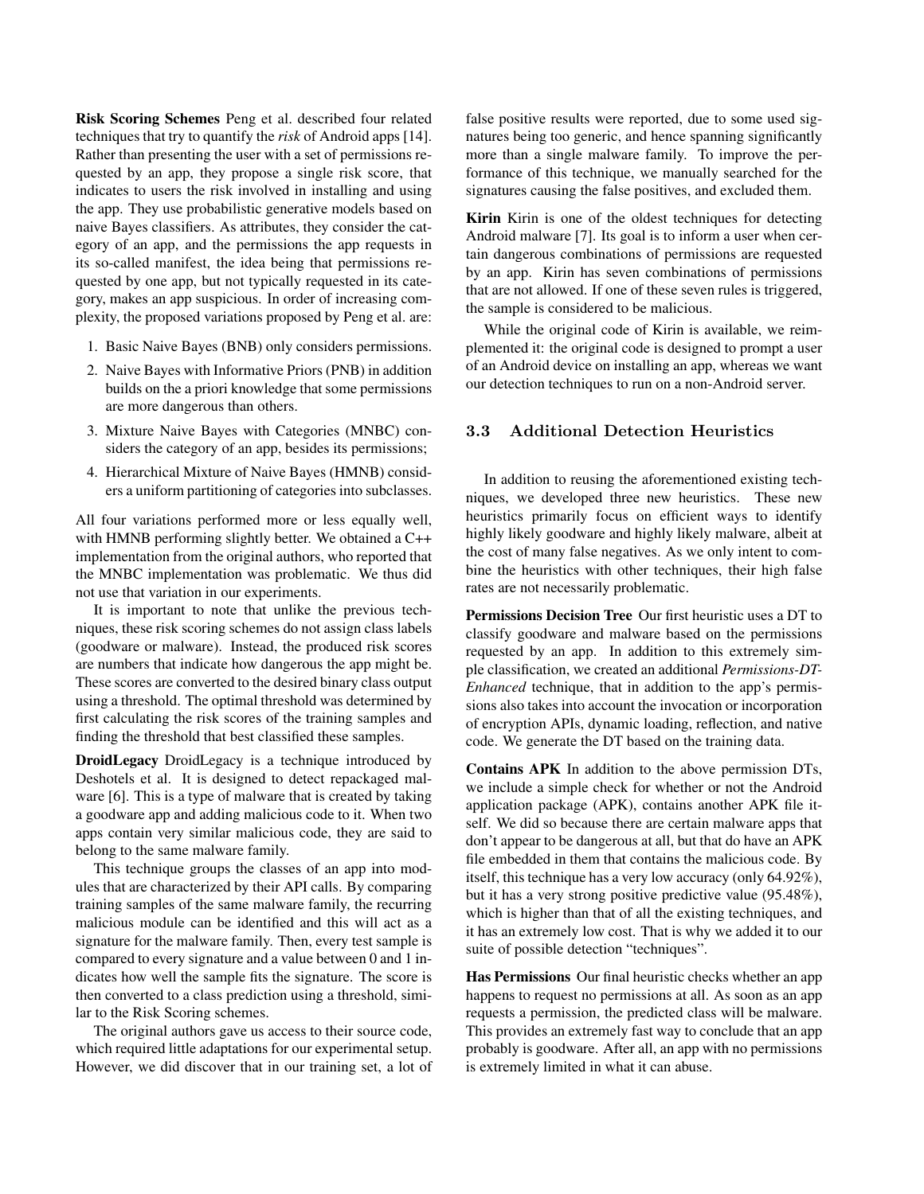**Risk Scoring Schemes** Peng et al. described four related techniques that try to quantify the *risk* of Android apps [14]. Rather than presenting the user with a set of permissions requested by an app, they propose a single risk score, that indicates to users the risk involved in installing and using the app. They use probabilistic generative models based on naive Bayes classifiers. As attributes, they consider the category of an app, and the permissions the app requests in its so-called manifest, the idea being that permissions requested by one app, but not typically requested in its category, makes an app suspicious. In order of increasing complexity, the proposed variations proposed by Peng et al. are:

1. Basic Naive Bayes (BNB) only considers permissions.
2. Naive Bayes with Informative Priors (PNB) in addition builds on the a priori knowledge that some permissions are more dangerous than others.
3. Mixture Naive Bayes with Categories (MNBC) considers the category of an app, besides its permissions;
4. Hierarchical Mixture of Naive Bayes (HMNB) considers a uniform partitioning of categories into subclasses.

All four variations performed more or less equally well, with HMNB performing slightly better. We obtained a C++ implementation from the original authors, who reported that the MNBC implementation was problematic. We thus did not use that variation in our experiments.

It is important to note that unlike the previous techniques, these risk scoring schemes do not assign class labels (goodware or malware). Instead, the produced risk scores are numbers that indicate how dangerous the app might be. These scores are converted to the desired binary class output using a threshold. The optimal threshold was determined by first calculating the risk scores of the training samples and finding the threshold that best classified these samples.

**DroidLegacy** DroidLegacy is a technique introduced by Deshotels et al. It is designed to detect repackaged malware [6]. This is a type of malware that is created by taking a goodware app and adding malicious code to it. When two apps contain very similar malicious code, they are said to belong to the same malware family.

This technique groups the classes of an app into modules that are characterized by their API calls. By comparing training samples of the same malware family, the recurring malicious module can be identified and this will act as a signature for the malware family. Then, every test sample is compared to every signature and a value between 0 and 1 indicates how well the sample fits the signature. The score is then converted to a class prediction using a threshold, similar to the Risk Scoring schemes.

The original authors gave us access to their source code, which required little adaptations for our experimental setup. However, we did discover that in our training set, a lot of false positive results were reported, due to some used signatures being too generic, and hence spanning significantly more than a single malware family. To improve the performance of this technique, we manually searched for the signatures causing the false positives, and excluded them.

**Kirin** Kirin is one of the oldest techniques for detecting Android malware [7]. Its goal is to inform a user when certain dangerous combinations of permissions are requested by an app. Kirin has seven combinations of permissions that are not allowed. If one of these seven rules is triggered, the sample is considered to be malicious.

While the original code of Kirin is available, we reimplemented it: the original code is designed to prompt a user of an Android device on installing an app, whereas we want our detection techniques to run on a non-Android server.

### 3.3 Additional Detection Heuristics

In addition to reusing the aforementioned existing techniques, we developed three new heuristics. These new heuristics primarily focus on efficient ways to identify highly likely goodware and highly likely malware, albeit at the cost of many false negatives. As we only intent to combine the heuristics with other techniques, their high false rates are not necessarily problematic.

**Permissions Decision Tree** Our first heuristic uses a DT to classify goodware and malware based on the permissions requested by an app. In addition to this extremely simple classification, we created an additional *Permissions-DT-Enhanced* technique, that in addition to the app's permissions also takes into account the invocation or incorporation of encryption APIs, dynamic loading, reflection, and native code. We generate the DT based on the training data.

**Contains APK** In addition to the above permission DTs, we include a simple check for whether or not the Android application package (APK), contains another APK file itself. We did so because there are certain malware apps that don't appear to be dangerous at all, but that do have an APK file embedded in them that contains the malicious code. By itself, this technique has a very low accuracy (only 64.92%), but it has a very strong positive predictive value (95.48%), which is higher than that of all the existing techniques, and it has an extremely low cost. That is why we added it to our suite of possible detection "techniques".

**Has Permissions** Our final heuristic checks whether an app happens to request no permissions at all. As soon as an app requests a permission, the predicted class will be malware. This provides an extremely fast way to conclude that an app probably is goodware. After all, an app with no permissions is extremely limited in what it can abuse.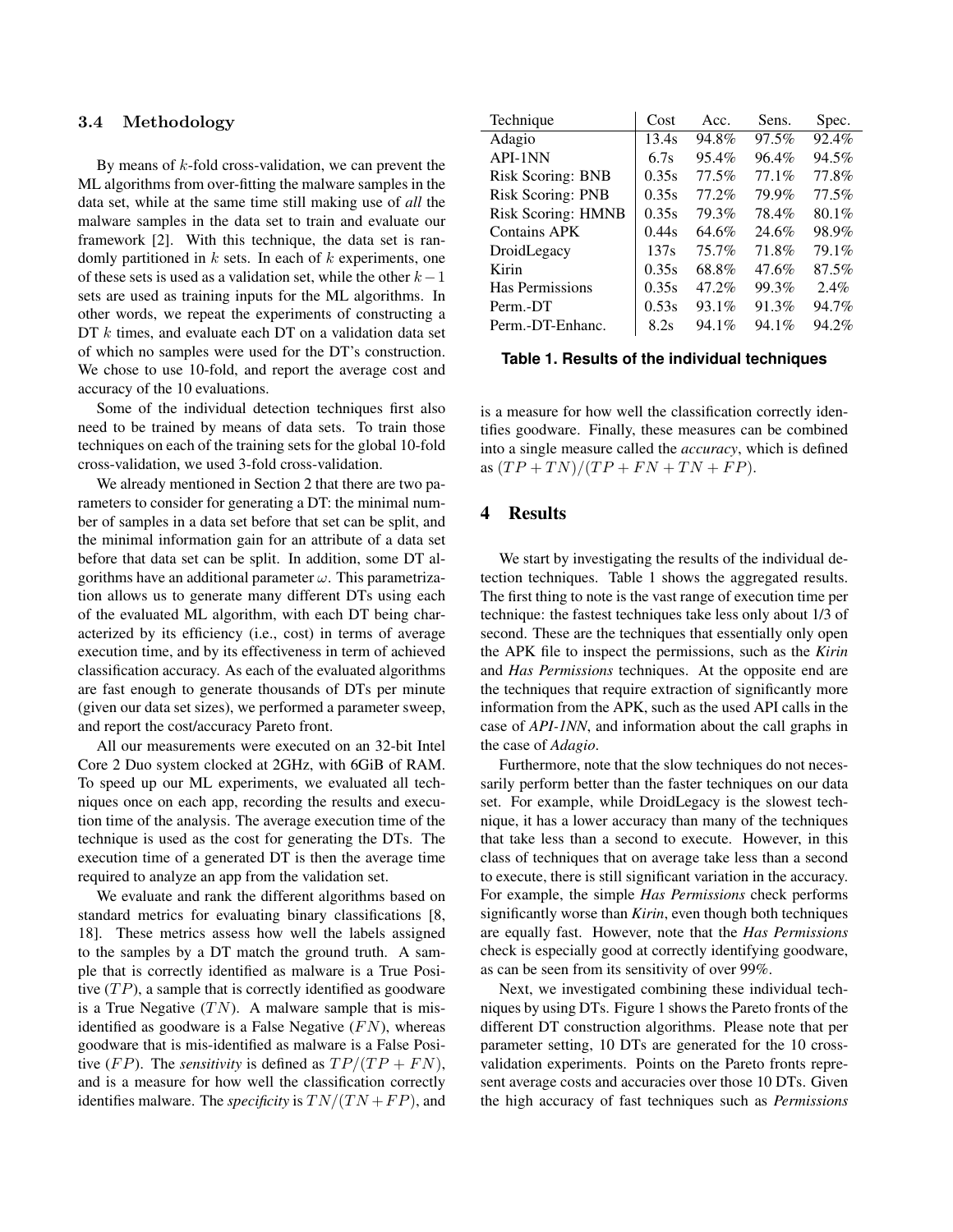### 3.4 Methodology

By means of $k$-fold cross-validation, we can prevent the ML algorithms from over-fitting the malware samples in the data set, while at the same time still making use of *all* the malware samples in the data set to train and evaluate our framework [2]. With this technique, the data set is randomly partitioned in $k$ sets. In each of $k$ experiments, one of these sets is used as a validation set, while the other $k-1$ sets are used as training inputs for the ML algorithms. In other words, we repeat the experiments of constructing a DT $k$ times, and evaluate each DT on a validation data set of which no samples were used for the DT's construction. We chose to use 10-fold, and report the average cost and accuracy of the 10 evaluations.

Some of the individual detection techniques first also need to be trained by means of data sets. To train those techniques on each of the training sets for the global 10-fold cross-validation, we used 3-fold cross-validation.

We already mentioned in Section 2 that there are two parameters to consider for generating a DT: the minimal number of samples in a data set before that set can be split, and the minimal information gain for an attribute of a data set before that data set can be split. In addition, some DT algorithms have an additional parameter $\omega$. This parametrization allows us to generate many different DTs using each of the evaluated ML algorithm, with each DT being characterized by its efficiency (i.e., cost) in terms of average execution time, and by its effectiveness in term of achieved classification accuracy. As each of the evaluated algorithms are fast enough to generate thousands of DTs per minute (given our data set sizes), we performed a parameter sweep, and report the cost/accuracy Pareto front.

All our measurements were executed on an 32-bit Intel Core 2 Duo system clocked at 2GHz, with 6GiB of RAM. To speed up our ML experiments, we evaluated all techniques once on each app, recording the results and execution time of the analysis. The average execution time of the technique is used as the cost for generating the DTs. The execution time of a generated DT is then the average time required to analyze an app from the validation set.

We evaluate and rank the different algorithms based on standard metrics for evaluating binary classifications [8, 18]. These metrics assess how well the labels assigned to the samples by a DT match the ground truth. A sample that is correctly identified as malware is a True Positive ($TP$), a sample that is correctly identified as goodware is a True Negative ($TN$). A malware sample that is misidentified as goodware is a False Negative ($FN$), whereas goodware that is mis-identified as malware is a False Positive ($FP$). The *sensitivity* is defined as $TP/(TP+FN)$, and is a measure for how well the classification correctly identifies malware. The *specificity* is $TN/(TN+FP)$, and is a measure for how well the classification correctly identifies goodware. Finally, these measures can be combined into a single measure called the *accuracy*, which is defined as $(TP+TN)/(TP+FN+TN+FP)$.

| Technique | Cost | Acc. | Sens. | Spec. |
|---|---|---|---|---|
| Adagio | 13.4s | 94.8% | 97.5% | 92.4% |
| API-1NN | 6.7s | 95.4% | 96.4% | 94.5% |
| Risk Scoring: BNB | 0.35s | 77.5% | 77.1% | 77.8% |
| Risk Scoring: PNB | 0.35s | 77.2% | 79.9% | 77.5% |
| Risk Scoring: HMNB | 0.35s | 79.3% | 78.4% | 80.1% |
| Contains APK | 0.44s | 64.6% | 24.6% | 98.9% |
| DroidLegacy | 137s | 75.7% | 71.8% | 79.1% |
| Kirin | 0.35s | 68.8% | 47.6% | 87.5% |
| Has Permissions | 0.35s | 47.2% | 99.3% | 2.4% |
| Perm.-DT | 0.53s | 93.1% | 91.3% | 94.7% |
| Perm.-DT-Enhanc. | 8.2s | 94.1% | 94.1% | 94.2% |

**Table 1. Results of the individual techniques**

## 4 Results

We start by investigating the results of the individual detection techniques. Table 1 shows the aggregated results. The first thing to note is the vast range of execution time per technique: the fastest techniques take less only about 1/3 of second. These are the techniques that essentially only open the APK file to inspect the permissions, such as the *Kirin* and *Has Permissions* techniques. At the opposite end are the techniques that require extraction of significantly more information from the APK, such as the used API calls in the case of *API-1NN*, and information about the call graphs in the case of *Adagio*.

Furthermore, note that the slow techniques do not necessarily perform better than the faster techniques on our data set. For example, while DroidLegacy is the slowest technique, it has a lower accuracy than many of the techniques that take less than a second to execute. However, in this class of techniques that on average take less than a second to execute, there is still significant variation in the accuracy. For example, the simple *Has Permissions* check performs significantly worse than *Kirin*, even though both techniques are equally fast. However, note that the *Has Permissions* check is especially good at correctly identifying goodware, as can be seen from its sensitivity of over 99%.

Next, we investigated combining these individual techniques by using DTs. Figure 1 shows the Pareto fronts of the different DT construction algorithms. Please note that per parameter setting, 10 DTs are generated for the 10 cross-validation experiments. Points on the Pareto fronts represent average costs and accuracies over those 10 DTs. Given the high accuracy of fast techniques such as *Permissions*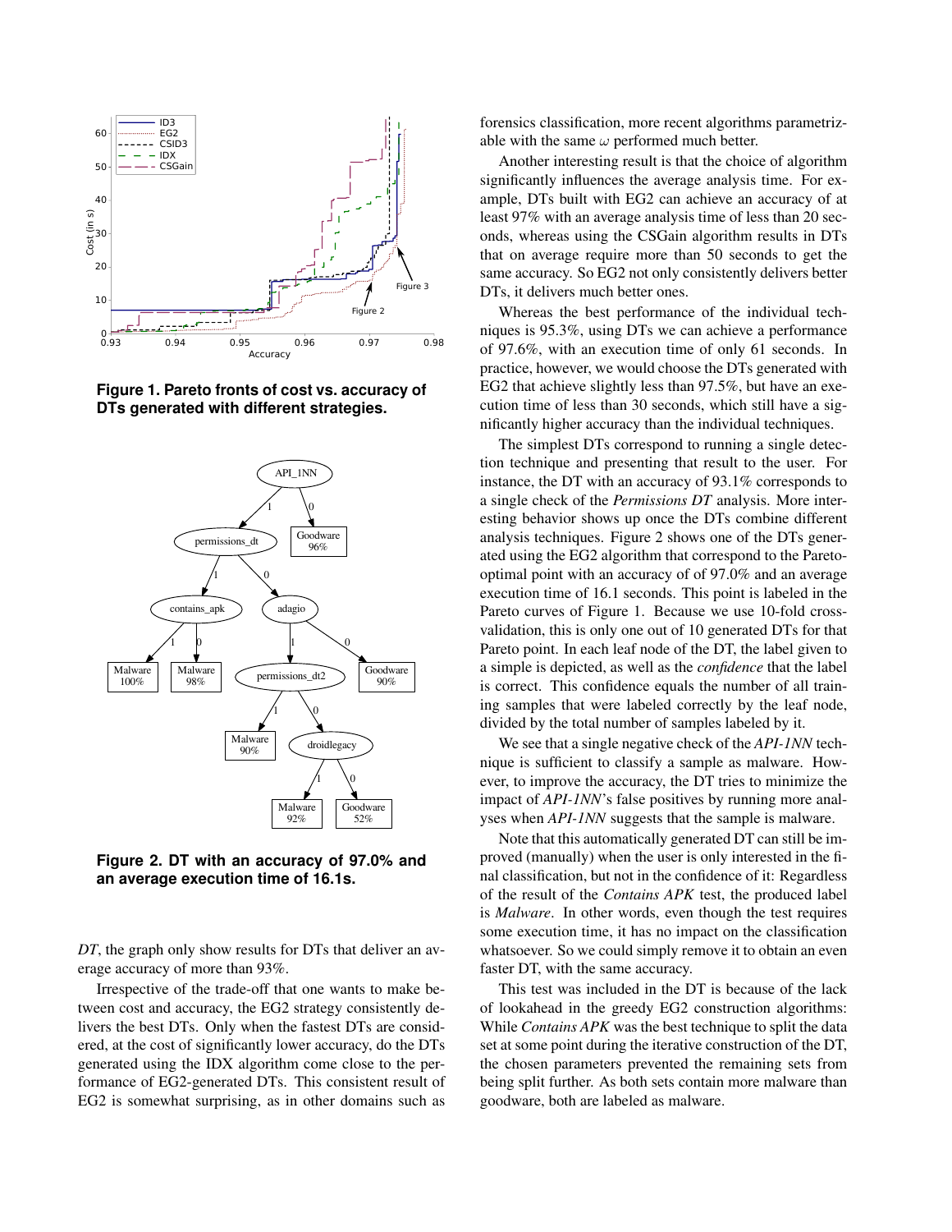Figure 1. Pareto fronts of cost vs. accuracy of DTs generated with different strategies.

Figure 2. DT with an accuracy of 97.0% and an average execution time of 16.1s.

*DT*, the graph only show results for DTs that deliver an average accuracy of more than 93%.

Irrespective of the trade-off that one wants to make between cost and accuracy, the EG2 strategy consistently delivers the best DTs. Only when the fastest DTs are considered, at the cost of significantly lower accuracy, do the DTs generated using the IDX algorithm come close to the performance of EG2-generated DTs. This consistent result of EG2 is somewhat surprising, as in other domains such as forensics classification, more recent algorithms parametrizable with the same $\omega$ performed much better.

Another interesting result is that the choice of algorithm significantly influences the average analysis time. For example, DTs built with EG2 can achieve an accuracy of at least 97% with an average analysis time of less than 20 seconds, whereas using the CSGain algorithm results in DTs that on average require more than 50 seconds to get the same accuracy. So EG2 not only consistently delivers better DTs, it delivers much better ones.

Whereas the best performance of the individual techniques is 95.3%, using DTs we can achieve a performance of 97.6%, with an execution time of only 61 seconds. In practice, however, we would choose the DTs generated with EG2 that achieve slightly less than 97.5%, but have an execution time of less than 30 seconds, which still have a significantly higher accuracy than the individual techniques.

The simplest DTs correspond to running a single detection technique and presenting that result to the user. For instance, the DT with an accuracy of 93.1% corresponds to a single check of the *Permissions DT* analysis. More interesting behavior shows up once the DTs combine different analysis techniques. Figure 2 shows one of the DTs generated using the EG2 algorithm that correspond to the Pareto-optimal point with an accuracy of of 97.0% and an average execution time of 16.1 seconds. This point is labeled in the Pareto curves of Figure 1. Because we use 10-fold cross-validation, this is only one out of 10 generated DTs for that Pareto point. In each leaf node of the DT, the label given to a simple is depicted, as well as the *confidence* that the label is correct. This confidence equals the number of all training samples that were labeled correctly by the leaf node, divided by the total number of samples labeled by it.

We see that a single negative check of the *API-1NN* technique is sufficient to classify a sample as malware. However, to improve the accuracy, the DT tries to minimize the impact of *API-1NN*'s false positives by running more analyses when *API-1NN* suggests that the sample is malware.

Note that this automatically generated DT can still be improved (manually) when the user is only interested in the final classification, but not in the confidence of it: Regardless of the result of the *Contains APK* test, the produced label is *Malware*. In other words, even though the test requires some execution time, it has no impact on the classification whatsoever. So we could simply remove it to obtain an even faster DT, with the same accuracy.

This test was included in the DT is because of the lack of lookahead in the greedy EG2 construction algorithms: While *Contains APK* was the best technique to split the data set at some point during the iterative construction of the DT, the chosen parameters prevented the remaining sets from being split further. As both sets contain more malware than goodware, both are labeled as malware.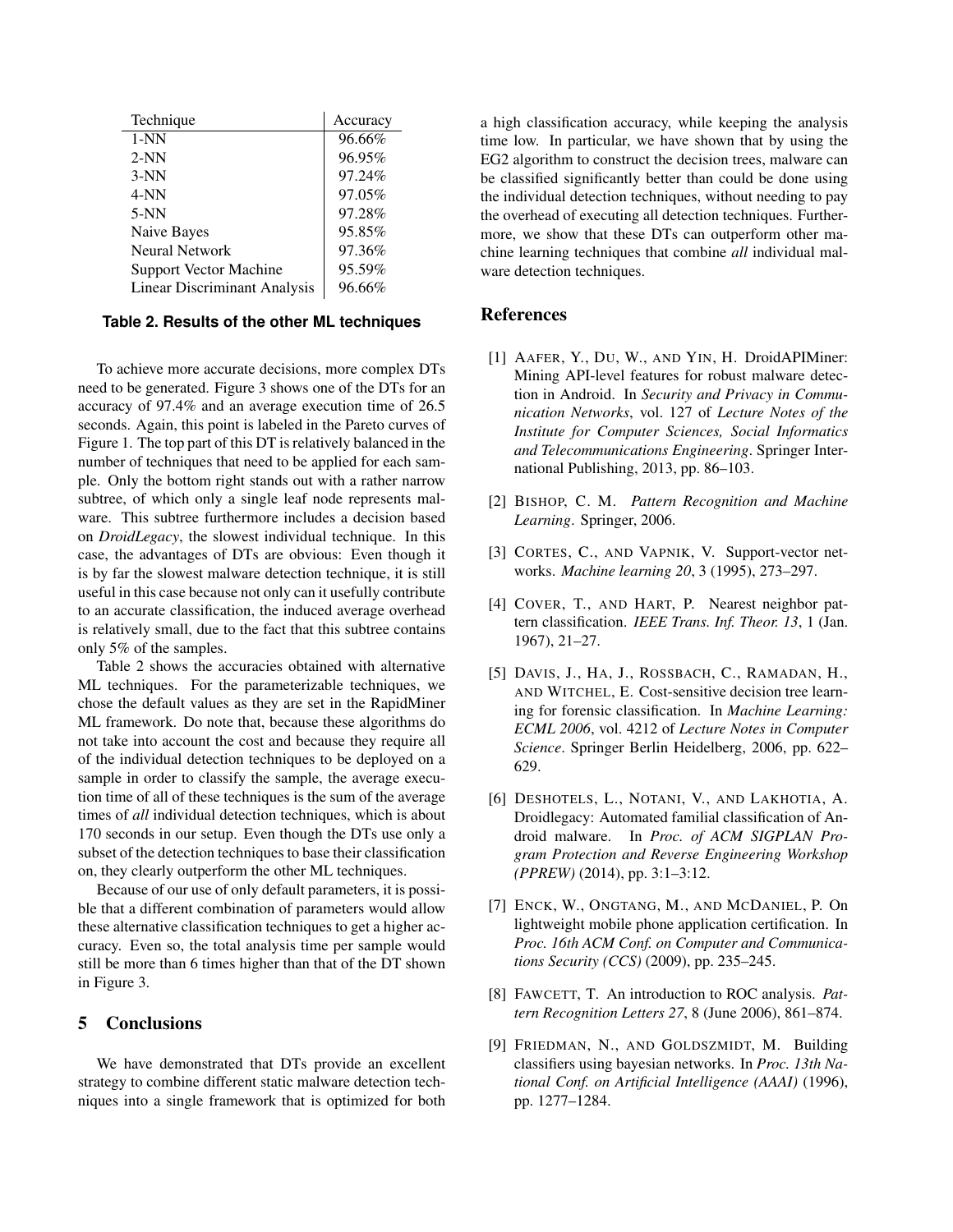| Technique | Accuracy |
|---|---|
| 1-NN | 96.66% |
| 2-NN | 96.95% |
| 3-NN | 97.24% |
| 4-NN | 97.05% |
| 5-NN | 97.28% |
| Naive Bayes | 95.85% |
| Neural Network | 97.36% |
| Support Vector Machine | 95.59% |
| Linear Discriminant Analysis | 96.66% |

**Table 2. Results of the other ML techniques**

To achieve more accurate decisions, more complex DTs need to be generated. Figure 3 shows one of the DTs for an accuracy of 97.4% and an average execution time of 26.5 seconds. Again, this point is labeled in the Pareto curves of Figure 1. The top part of this DT is relatively balanced in the number of techniques that need to be applied for each sample. Only the bottom right stands out with a rather narrow subtree, of which only a single leaf node represents malware. This subtree furthermore includes a decision based on *DroidLegacy*, the slowest individual technique. In this case, the advantages of DTs are obvious: Even though it is by far the slowest malware detection technique, it is still useful in this case because not only can it usefully contribute to an accurate classification, the induced average overhead is relatively small, due to the fact that this subtree contains only 5% of the samples.

Table 2 shows the accuracies obtained with alternative ML techniques. For the parameterizable techniques, we chose the default values as they are set in the RapidMiner ML framework. Do note that, because these algorithms do not take into account the cost and because they require all of the individual detection techniques to be deployed on a sample in order to classify the sample, the average execution time of all of these techniques is the sum of the average times of *all* individual detection techniques, which is about 170 seconds in our setup. Even though the DTs use only a subset of the detection techniques to base their classification on, they clearly outperform the other ML techniques.

Because of our use of only default parameters, it is possible that a different combination of parameters would allow these alternative classification techniques to get a higher accuracy. Even so, the total analysis time per sample would still be more than 6 times higher than that of the DT shown in Figure 3.

## 5 Conclusions

We have demonstrated that DTs provide an excellent strategy to combine different static malware detection techniques into a single framework that is optimized for both a high classification accuracy, while keeping the analysis time low. In particular, we have shown that by using the EG2 algorithm to construct the decision trees, malware can be classified significantly better than could be done using the individual detection techniques, without needing to pay the overhead of executing all detection techniques. Furthermore, we show that these DTs can outperform other machine learning techniques that combine *all* individual malware detection techniques.

## References

[1] Aafer, Y., Du, W., and Yin, H. DroidAPIMiner: Mining API-level features for robust malware detection in Android. In *Security and Privacy in Communication Networks*, vol. 127 of *Lecture Notes of the Institute for Computer Sciences, Social Informatics and Telecommunications Engineering*. Springer International Publishing, 2013, pp. 86–103.

[2] Bishop, C. M. *Pattern Recognition and Machine Learning*. Springer, 2006.

[3] Cortes, C., and Vapnik, V. Support-vector networks. *Machine learning 20*, 3 (1995), 273–297.

[4] Cover, T., and Hart, P. Nearest neighbor pattern classification. *IEEE Trans. Inf. Theor. 13*, 1 (Jan. 1967), 21–27.

[5] Davis, J., Ha, J., Rossbach, C., Ramadan, H., and Witchel, E. Cost-sensitive decision tree learning for forensic classification. In *Machine Learning: ECML 2006*, vol. 4212 of *Lecture Notes in Computer Science*. Springer Berlin Heidelberg, 2006, pp. 622–629.

[6] Deshotels, L., Notani, V., and Lakhotia, A. Droidlegacy: Automated familial classification of Android malware. In *Proc. of ACM SIGPLAN Program Protection and Reverse Engineering Workshop (PPREW)* (2014), pp. 3:1–3:12.

[7] Enck, W., Ongtang, M., and McDaniel, P. On lightweight mobile phone application certification. In *Proc. 16th ACM Conf. on Computer and Communications Security (CCS)* (2009), pp. 235–245.

[8] Fawcett, T. An introduction to ROC analysis. *Pattern Recognition Letters 27*, 8 (June 2006), 861–874.

[9] Friedman, N., and Goldszmidt, M. Building classifiers using bayesian networks. In *Proc. 13th National Conf. on Artificial Intelligence (AAAI)* (1996), pp. 1277–1284.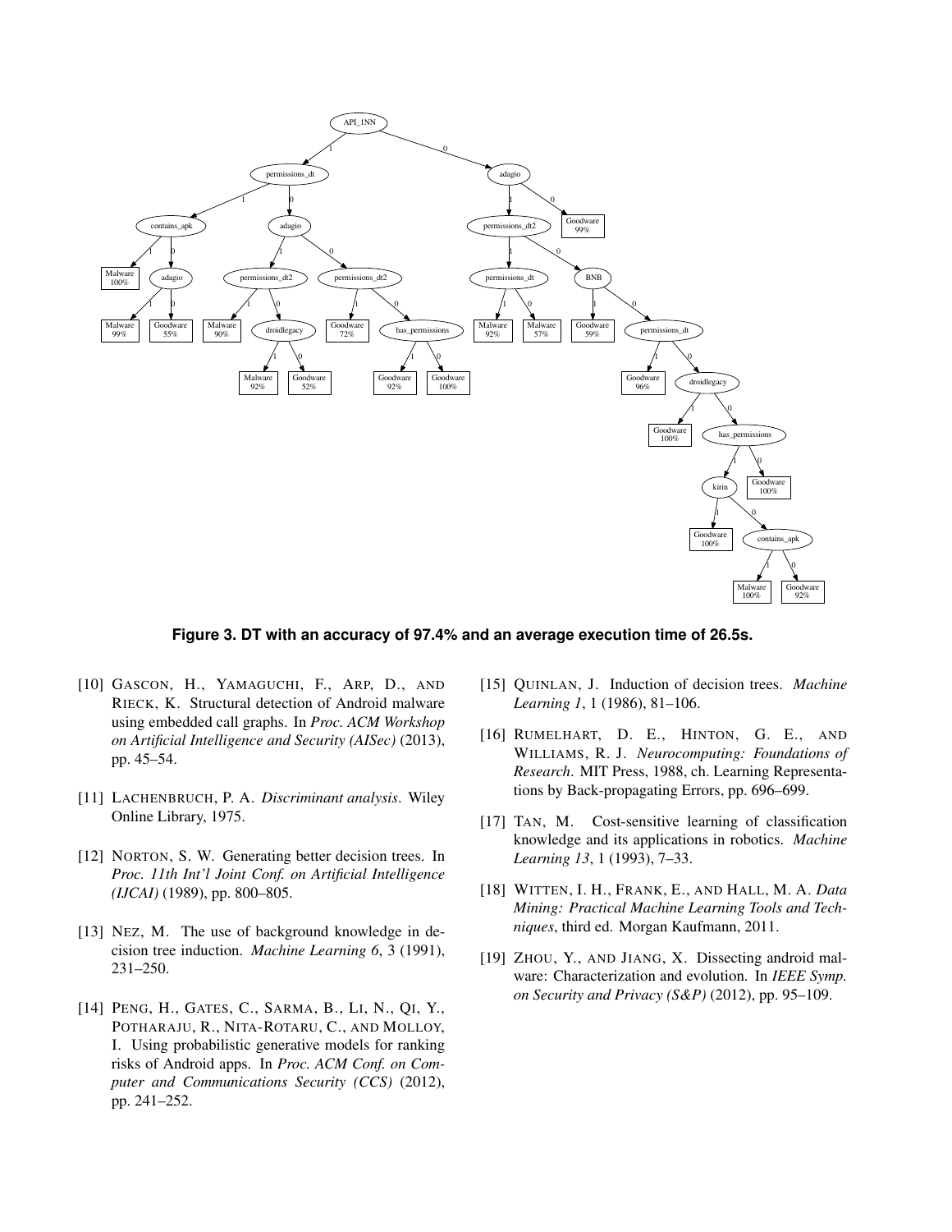API_1NN

permissions_dt

adagio

contains_apk

adagio

permissions_dt2

Goodware 99%

Malware 100%

adagio

permissions_dt2

permissions_dt2

permissions_dt

BNB

Malware 99%

Goodware 55%

Malware 90%

droidlegacy

Goodware 72%

has_permissions

Malware 92%

Malware 57%

Goodware 59%

permissions_dt

Malware 92%

Goodware 52%

Goodware 92%

Goodware 100%

Goodware 96%

droidlegacy

Goodware 100%

has_permissions

kirin

Goodware 100%

Goodware 100%

contains_apk

Malware 100%

Goodware 92%

**Figure 3. DT with an accuracy of 97.4% and an average execution time of 26.5s.**

[10] GASCON, H., YAMAGUCHI, F., ARP, D., AND RIECK, K. Structural detection of Android malware using embedded call graphs. In *Proc. ACM Workshop on Artificial Intelligence and Security (AISec)* (2013), pp. 45–54.

[11] LACHENBRUCH, P. A. *Discriminant analysis*. Wiley Online Library, 1975.

[12] NORTON, S. W. Generating better decision trees. In *Proc. 11th Int'l Joint Conf. on Artificial Intelligence (IJCAI)* (1989), pp. 800–805.

[13] NEZ, M. The use of background knowledge in decision tree induction. *Machine Learning 6*, 3 (1991), 231–250.

[14] PENG, H., GATES, C., SARMA, B., LI, N., QI, Y., POTHARAJU, R., NITA-ROTARU, C., AND MOLLOY, I. Using probabilistic generative models for ranking risks of Android apps. In *Proc. ACM Conf. on Computer and Communications Security (CCS)* (2012), pp. 241–252.

[15] QUINLAN, J. Induction of decision trees. *Machine Learning 1*, 1 (1986), 81–106.

[16] RUMELHART, D. E., HINTON, G. E., AND WILLIAMS, R. J. *Neurocomputing: Foundations of Research*. MIT Press, 1988, ch. Learning Representations by Back-propagating Errors, pp. 696–699.

[17] TAN, M. Cost-sensitive learning of classification knowledge and its applications in robotics. *Machine Learning 13*, 1 (1993), 7–33.

[18] WITTEN, I. H., FRANK, E., AND HALL, M. A. *Data Mining: Practical Machine Learning Tools and Techniques*, third ed. Morgan Kaufmann, 2011.

[19] ZHOU, Y., AND JIANG, X. Dissecting android malware: Characterization and evolution. In *IEEE Symp. on Security and Privacy (S&P)* (2012), pp. 95–109.